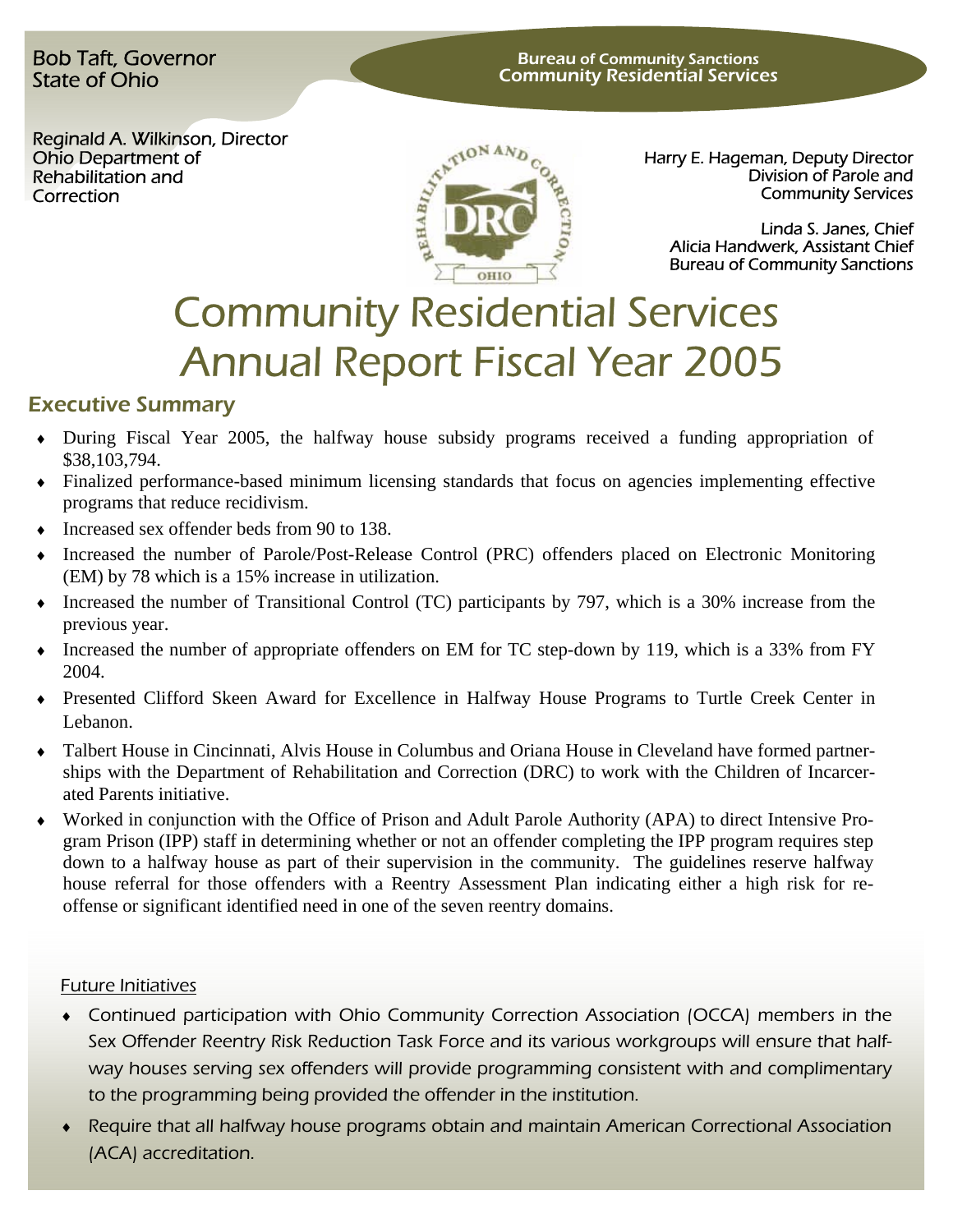Bob Taft, Governor
State of Ohio

Bureau of Community Sanctions
Community Residential Services

Reginald A. Wilkinson, Director
Ohio Department of Rehabilitation and Correction

Harry E. Hageman, Deputy Director
Division of Parole and Community Services

Linda S. Janes, Chief
Alicia Handwerk, Assistant Chief
Bureau of Community Sanctions

# Community Residential Services Annual Report Fiscal Year 2005

## Executive Summary

- During Fiscal Year 2005, the halfway house subsidy programs received a funding appropriation of $38,103,794.
- Finalized performance-based minimum licensing standards that focus on agencies implementing effective programs that reduce recidivism.
- Increased sex offender beds from 90 to 138.
- Increased the number of Parole/Post-Release Control (PRC) offenders placed on Electronic Monitoring (EM) by 78 which is a 15% increase in utilization.
- Increased the number of Transitional Control (TC) participants by 797, which is a 30% increase from the previous year.
- Increased the number of appropriate offenders on EM for TC step-down by 119, which is a 33% from FY 2004.
- Presented Clifford Skeen Award for Excellence in Halfway House Programs to Turtle Creek Center in Lebanon.
- Talbert House in Cincinnati, Alvis House in Columbus and Oriana House in Cleveland have formed partnerships with the Department of Rehabilitation and Correction (DRC) to work with the Children of Incarcerated Parents initiative.
- Worked in conjunction with the Office of Prison and Adult Parole Authority (APA) to direct Intensive Program Prison (IPP) staff in determining whether or not an offender completing the IPP program requires step down to a halfway house as part of their supervision in the community. The guidelines reserve halfway house referral for those offenders with a Reentry Assessment Plan indicating either a high risk for re-offense or significant identified need in one of the seven reentry domains.

### Future Initiatives

- *Continued participation with Ohio Community Correction Association (OCCA) members in the Sex Offender Reentry Risk Reduction Task Force and its various workgroups will ensure that halfway houses serving sex offenders will provide programming consistent with and complimentary to the programming being provided the offender in the institution.*
- *Require that all halfway house programs obtain and maintain American Correctional Association (ACA) accreditation.*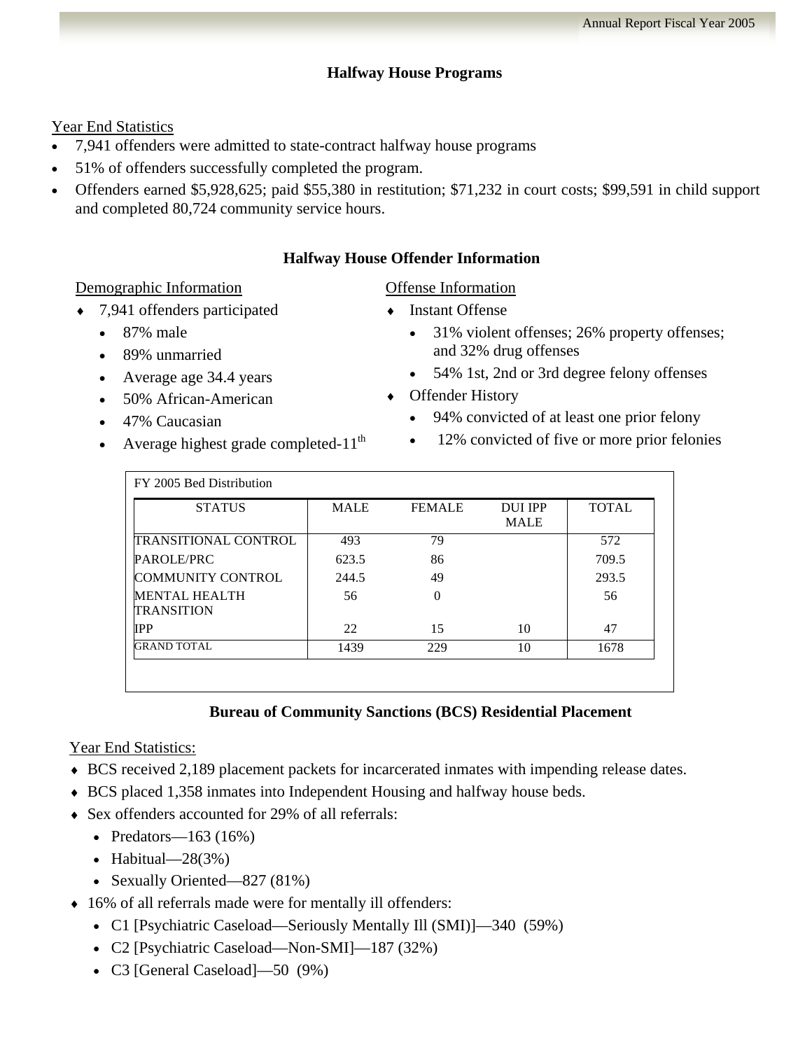## Halfway House Programs

Year End Statistics

- 7,941 offenders were admitted to state-contract halfway house programs
- 51% of offenders successfully completed the program.
- Offenders earned $5,928,625; paid $55,380 in restitution; $71,232 in court costs; $99,591 in child support and completed 80,724 community service hours.

## Halfway House Offender Information

Demographic Information

- 7,941 offenders participated
  - 87% male
  - 89% unmarried
  - Average age 34.4 years
  - 50% African-American
  - 47% Caucasian
  - Average highest grade completed-11th

Offense Information

- Instant Offense
  - 31% violent offenses; 26% property offenses; and 32% drug offenses
  - 54% 1st, 2nd or 3rd degree felony offenses
- Offender History
  - 94% convicted of at least one prior felony
  - 12% convicted of five or more prior felonies

FY 2005 Bed Distribution

| STATUS | MALE | FEMALE | DUI IPP MALE | TOTAL |
|---|---|---|---|---|
| TRANSITIONAL CONTROL | 493 | 79 | | 572 |
| PAROLE/PRC | 623.5 | 86 | | 709.5 |
| COMMUNITY CONTROL | 244.5 | 49 | | 293.5 |
| MENTAL HEALTH TRANSITION | 56 | 0 | | 56 |
| IPP | 22 | 15 | 10 | 47 |
| GRAND TOTAL | 1439 | 229 | 10 | 1678 |

## Bureau of Community Sanctions (BCS) Residential Placement

Year End Statistics:

- BCS received 2,189 placement packets for incarcerated inmates with impending release dates.
- BCS placed 1,358 inmates into Independent Housing and halfway house beds.
- Sex offenders accounted for 29% of all referrals:
  - Predators—163 (16%)
  - Habitual—28(3%)
  - Sexually Oriented—827 (81%)
- 16% of all referrals made were for mentally ill offenders:
  - C1 [Psychiatric Caseload—Seriously Mentally Ill (SMI)]—340 (59%)
  - C2 [Psychiatric Caseload—Non-SMI]—187 (32%)
  - C3 [General Caseload]—50 (9%)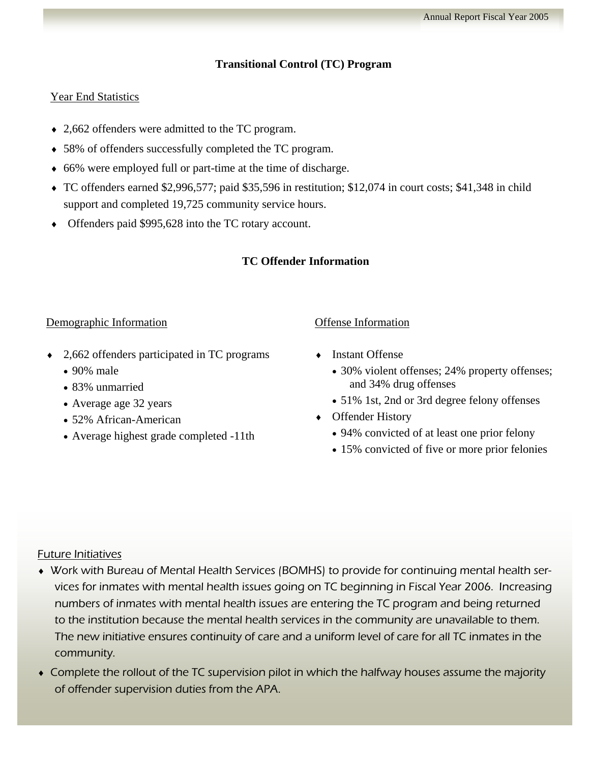## Transitional Control (TC) Program

### Year End Statistics

- 2,662 offenders were admitted to the TC program.
- 58% of offenders successfully completed the TC program.
- 66% were employed full or part-time at the time of discharge.
- TC offenders earned $2,996,577; paid $35,596 in restitution; $12,074 in court costs; $41,348 in child support and completed 19,725 community service hours.
- Offenders paid $995,628 into the TC rotary account.

## TC Offender Information

### Demographic Information

- 2,662 offenders participated in TC programs
  - 90% male
  - 83% unmarried
  - Average age 32 years
  - 52% African-American
  - Average highest grade completed -11th

### Offense Information

- Instant Offense
  - 30% violent offenses; 24% property offenses; and 34% drug offenses
  - 51% 1st, 2nd or 3rd degree felony offenses
- Offender History
  - 94% convicted of at least one prior felony
  - 15% convicted of five or more prior felonies

### Future Initiatives

- Work with Bureau of Mental Health Services (BOMHS) to provide for continuing mental health services for inmates with mental health issues going on TC beginning in Fiscal Year 2006. Increasing numbers of inmates with mental health issues are entering the TC program and being returned to the institution because the mental health services in the community are unavailable to them. The new initiative ensures continuity of care and a uniform level of care for all TC inmates in the community.
- Complete the rollout of the TC supervision pilot in which the halfway houses assume the majority of offender supervision duties from the APA.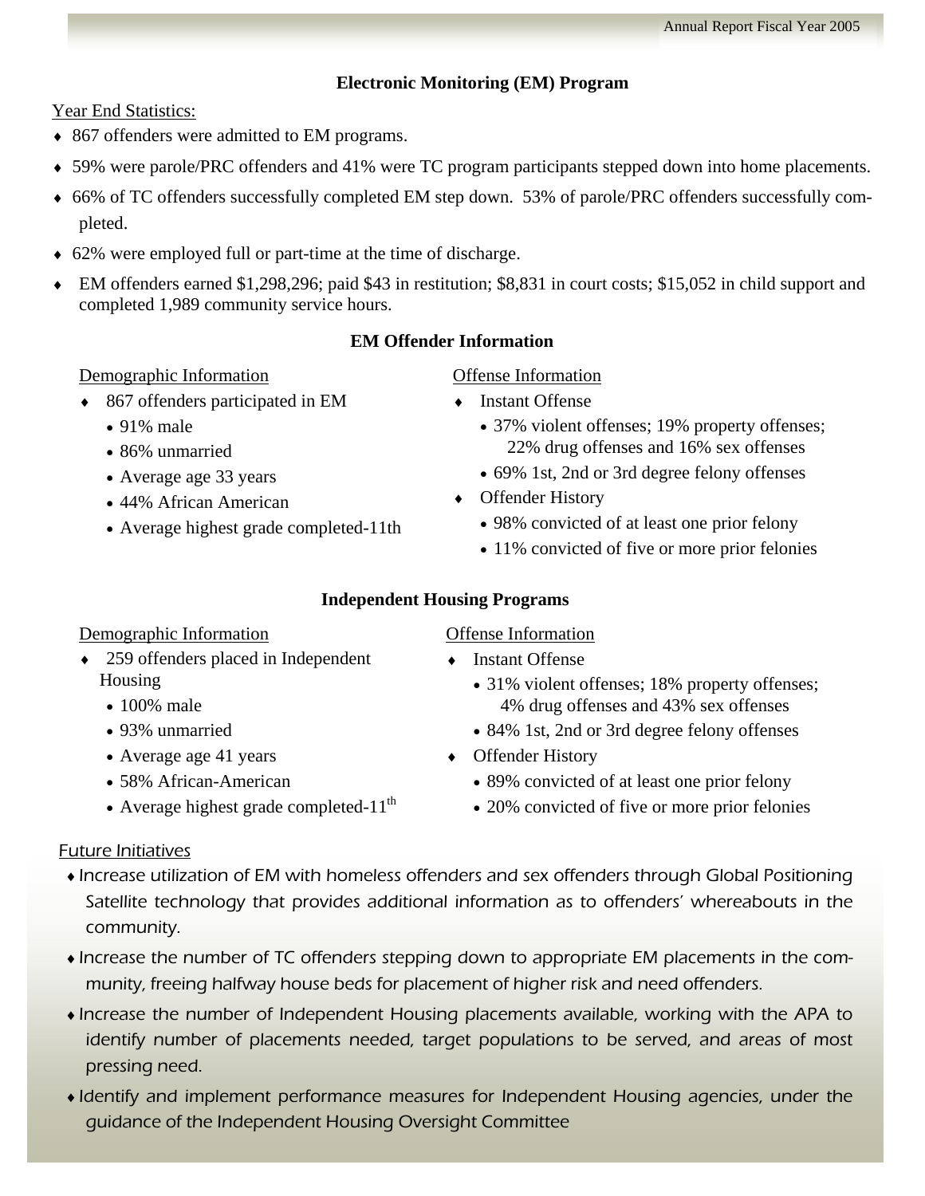## Electronic Monitoring (EM) Program

Year End Statistics:

- 867 offenders were admitted to EM programs.
- 59% were parole/PRC offenders and 41% were TC program participants stepped down into home placements.
- 66% of TC offenders successfully completed EM step down. 53% of parole/PRC offenders successfully completed.
- 62% were employed full or part-time at the time of discharge.
- EM offenders earned $1,298,296; paid $43 in restitution; $8,831 in court costs; $15,052 in child support and completed 1,989 community service hours.

### EM Offender Information

Demographic Information

- 867 offenders participated in EM
  - 91% male
  - 86% unmarried
  - Average age 33 years
  - 44% African American
  - Average highest grade completed-11th

Offense Information

- Instant Offense
  - 37% violent offenses; 19% property offenses; 22% drug offenses and 16% sex offenses
  - 69% 1st, 2nd or 3rd degree felony offenses
- Offender History
  - 98% convicted of at least one prior felony
  - 11% convicted of five or more prior felonies

### Independent Housing Programs

Demographic Information

- 259 offenders placed in Independent Housing
  - 100% male
  - 93% unmarried
  - Average age 41 years
  - 58% African-American
  - Average highest grade completed-11th

Offense Information

- Instant Offense
  - 31% violent offenses; 18% property offenses; 4% drug offenses and 43% sex offenses
  - 84% 1st, 2nd or 3rd degree felony offenses
- Offender History
  - 89% convicted of at least one prior felony
  - 20% convicted of five or more prior felonies

Future Initiatives

- *Increase utilization of EM with homeless offenders and sex offenders through Global Positioning Satellite technology that provides additional information as to offenders' whereabouts in the community.*
- *Increase the number of TC offenders stepping down to appropriate EM placements in the community, freeing halfway house beds for placement of higher risk and need offenders.*
- *Increase the number of Independent Housing placements available, working with the APA to identify number of placements needed, target populations to be served, and areas of most pressing need.*
- *Identify and implement performance measures for Independent Housing agencies, under the guidance of the Independent Housing Oversight Committee*